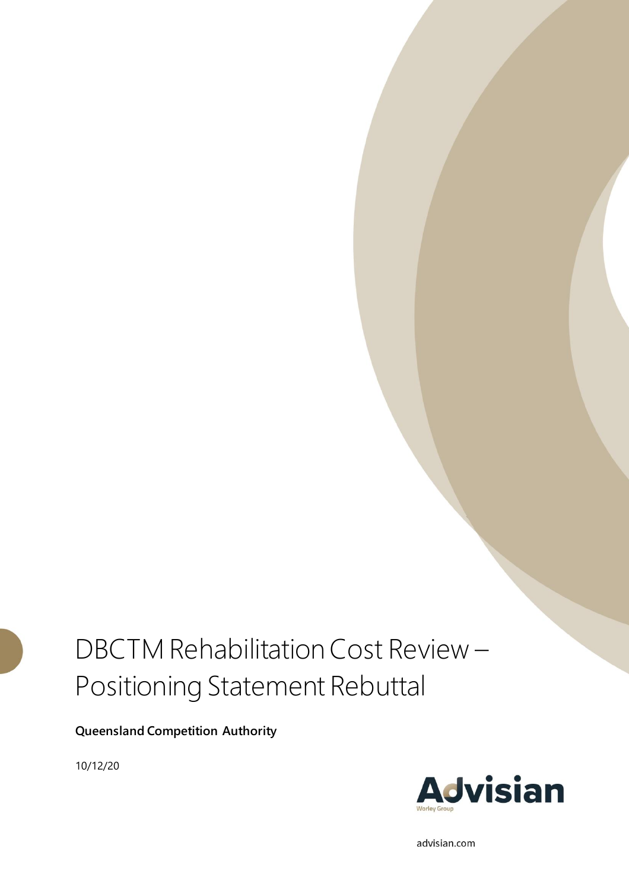# DBCTM Rehabilitation Cost Review – Positioning Statement Rebuttal

**Queensland Competition Authority**

10/12/20

Advisian

Worley Group

advisian.com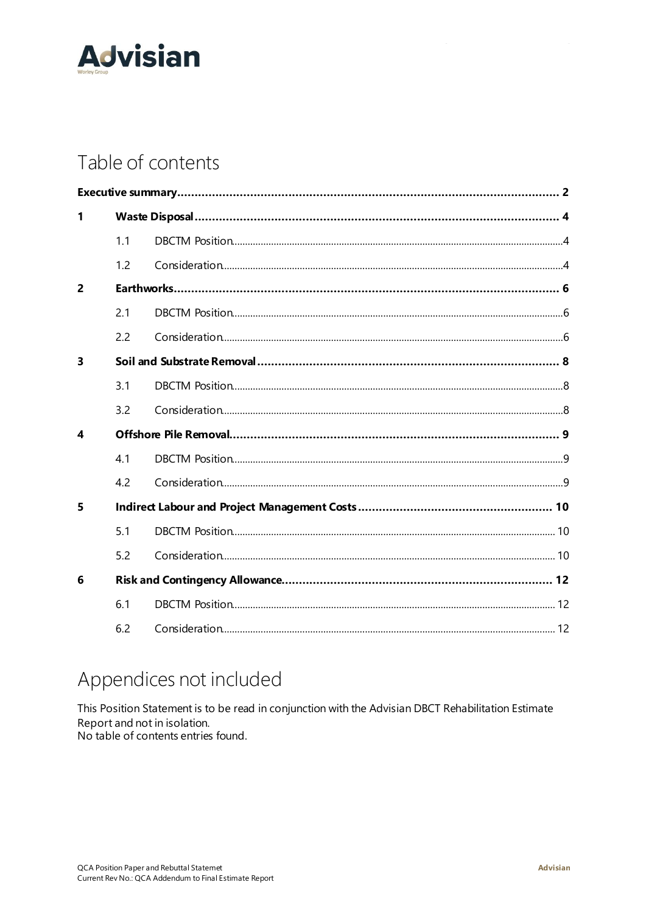# Table of contents

**Executive summary** .......... **2**

**1 Waste Disposal** .......... **4**

- 1.1 DBCTM Position .......... 4
- 1.2 Consideration .......... 4

**2 Earthworks** .......... **6**

- 2.1 DBCTM Position .......... 6
- 2.2 Consideration .......... 6

**3 Soil and Substrate Removal** .......... **8**

- 3.1 DBCTM Position .......... 8
- 3.2 Consideration .......... 8

**4 Offshore Pile Removal** .......... **9**

- 4.1 DBCTM Position .......... 9
- 4.2 Consideration .......... 9

**5 Indirect Labour and Project Management Costs** .......... **10**

- 5.1 DBCTM Position .......... 10
- 5.2 Consideration .......... 10

**6 Risk and Contingency Allowance** .......... **12**

- 6.1 DBCTM Position .......... 12
- 6.2 Consideration .......... 12

# Appendices not included

This Position Statement is to be read in conjunction with the Advisian DBCT Rehabilitation Estimate Report and not in isolation.
No table of contents entries found.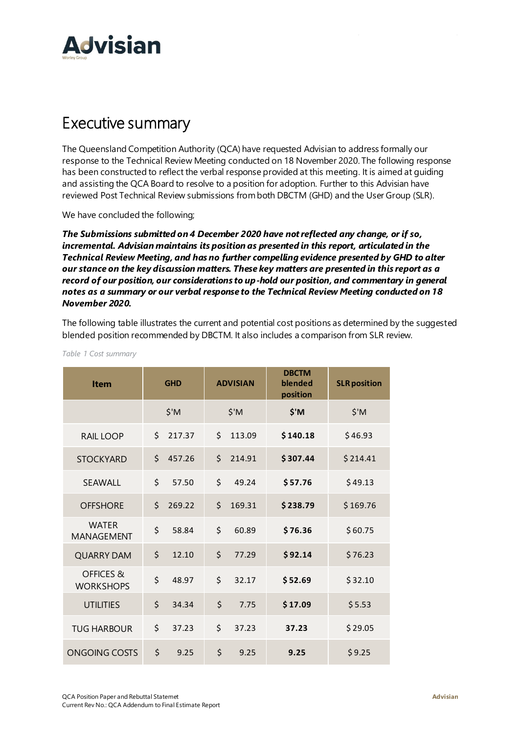# Executive summary

The Queensland Competition Authority (QCA) have requested Advisian to address formally our response to the Technical Review Meeting conducted on 18 November 2020. The following response has been constructed to reflect the verbal response provided at this meeting. It is aimed at guiding and assisting the QCA Board to resolve to a position for adoption. Further to this Advisian have reviewed Post Technical Review submissions from both DBCTM (GHD) and the User Group (SLR).

We have concluded the following;

***The Submissions submitted on 4 December 2020 have not reflected any change, or if so, incremental. Advisian maintains its position as presented in this report, articulated in the Technical Review Meeting, and has no further compelling evidence presented by GHD to alter our stance on the key discussion matters. These key matters are presented in this report as a record of our position, our considerations to up-hold our position, and commentary in general notes as a summary or our verbal response to the Technical Review Meeting conducted on 18 November 2020.***

The following table illustrates the current and potential cost positions as determined by the suggested blended position recommended by DBCTM. It also includes a comparison from SLR review.

*Table 1 Cost summary*

| Item | GHD | ADVISIAN | DBCTM blended position | SLR position |
|---|---|---|---|---|
| | $'M | $'M | **$'M** | $'M |
| RAIL LOOP | $ 217.37 | $ 113.09 | **$ 140.18** | $ 46.93 |
| STOCKYARD | $ 457.26 | $ 214.91 | **$ 307.44** | $ 214.41 |
| SEAWALL | $ 57.50 | $ 49.24 | **$ 57.76** | $ 49.13 |
| OFFSHORE | $ 269.22 | $ 169.31 | **$ 238.79** | $ 169.76 |
| WATER MANAGEMENT | $ 58.84 | $ 60.89 | **$ 76.36** | $ 60.75 |
| QUARRY DAM | $ 12.10 | $ 77.29 | **$ 92.14** | $ 76.23 |
| OFFICES & WORKSHOPS | $ 48.97 | $ 32.17 | **$ 52.69** | $ 32.10 |
| UTILITIES | $ 34.34 | $ 7.75 | **$ 17.09** | $ 5.53 |
| TUG HARBOUR | $ 37.23 | $ 37.23 | **37.23** | $ 29.05 |
| ONGOING COSTS | $ 9.25 | $ 9.25 | **9.25** | $ 9.25 |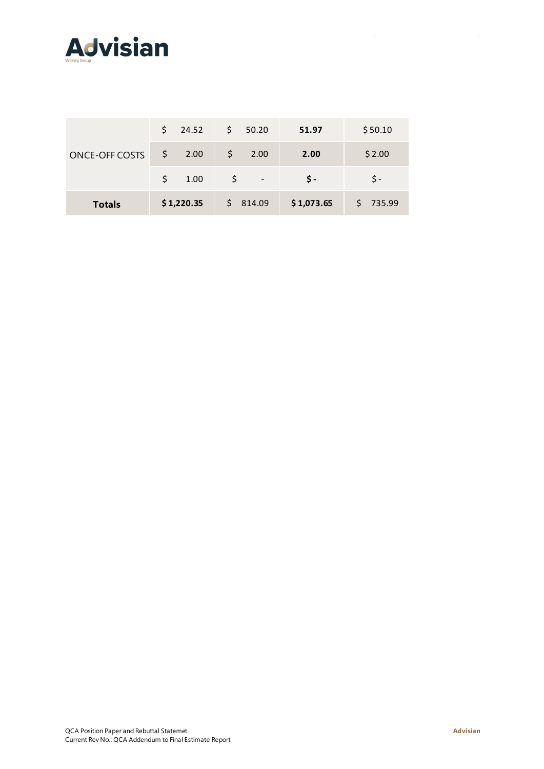| | | | | |
|---|---|---|---|---|
| ONCE-OFF COSTS | $ 24.52 | $ 50.20 | **51.97** | $ 50.10 |
| | $ 2.00 | $ 2.00 | **2.00** | $ 2.00 |
| | $ 1.00 | $ - | **$ -** | $ - |
| **Totals** | **$ 1,220.35** | $ 814.09 | **$ 1,073.65** | $ 735.99 |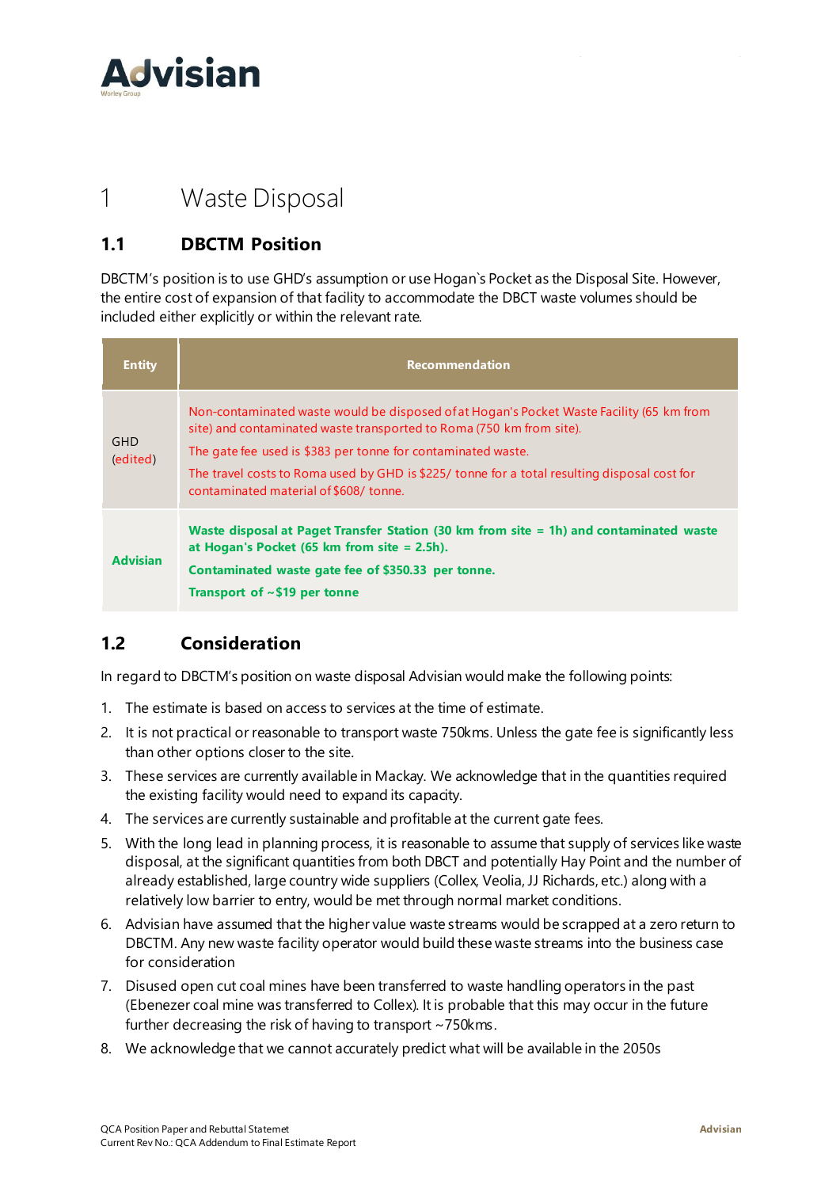# 1 Waste Disposal

## 1.1 DBCTM Position

DBCTM's position is to use GHD's assumption or use Hogan`s Pocket as the Disposal Site. However, the entire cost of expansion of that facility to accommodate the DBCT waste volumes should be included either explicitly or within the relevant rate.

| Entity | Recommendation |
|---|---|
| GHD (edited) | Non-contaminated waste would be disposed of at Hogan's Pocket Waste Facility (65 km from site) and contaminated waste transported to Roma (750 km from site).<br>The gate fee used is $383 per tonne for contaminated waste.<br>The travel costs to Roma used by GHD is $225/ tonne for a total resulting disposal cost for contaminated material of $608/ tonne. |
| **Advisian** | **Waste disposal at Paget Transfer Station (30 km from site = 1h) and contaminated waste at Hogan's Pocket (65 km from site = 2.5h).**<br>**Contaminated waste gate fee of $350.33 per tonne.**<br>**Transport of ~$19 per tonne** |

## 1.2 Consideration

In regard to DBCTM's position on waste disposal Advisian would make the following points:

1. The estimate is based on access to services at the time of estimate.
2. It is not practical or reasonable to transport waste 750kms. Unless the gate fee is significantly less than other options closer to the site.
3. These services are currently available in Mackay. We acknowledge that in the quantities required the existing facility would need to expand its capacity.
4. The services are currently sustainable and profitable at the current gate fees.
5. With the long lead in planning process, it is reasonable to assume that supply of services like waste disposal, at the significant quantities from both DBCT and potentially Hay Point and the number of already established, large country wide suppliers (Collex, Veolia, JJ Richards, etc.) along with a relatively low barrier to entry, would be met through normal market conditions.
6. Advisian have assumed that the higher value waste streams would be scrapped at a zero return to DBCTM. Any new waste facility operator would build these waste streams into the business case for consideration
7. Disused open cut coal mines have been transferred to waste handling operators in the past (Ebenezer coal mine was transferred to Collex). It is probable that this may occur in the future further decreasing the risk of having to transport ~750kms.
8. We acknowledge that we cannot accurately predict what will be available in the 2050s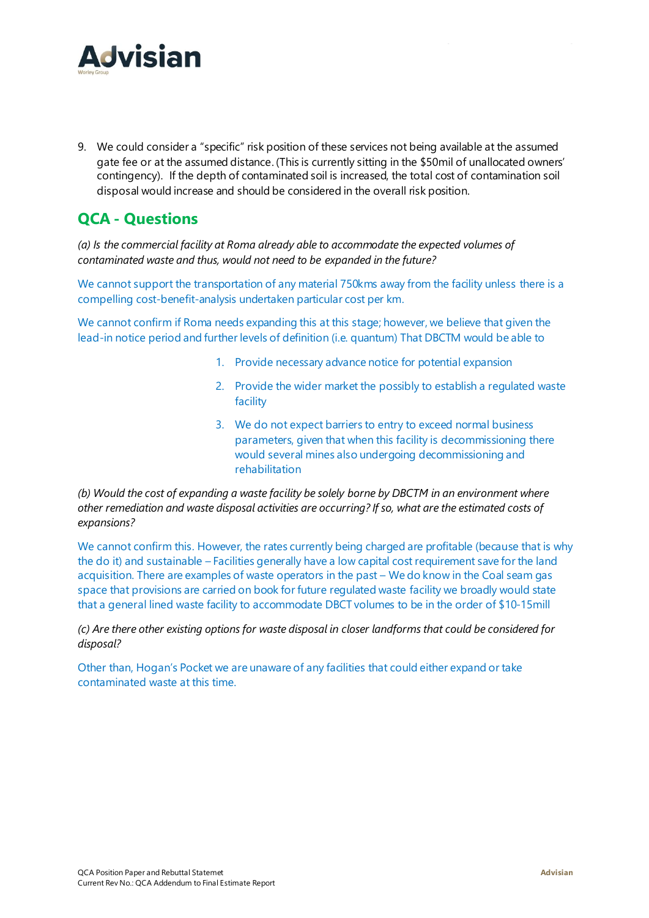9. We could consider a "specific" risk position of these services not being available at the assumed gate fee or at the assumed distance. (This is currently sitting in the $50mil of unallocated owners' contingency). If the depth of contaminated soil is increased, the total cost of contamination soil disposal would increase and should be considered in the overall risk position.

## QCA - Questions

*(a) Is the commercial facility at Roma already able to accommodate the expected volumes of contaminated waste and thus, would not need to be expanded in the future?*

We cannot support the transportation of any material 750kms away from the facility unless there is a compelling cost-benefit-analysis undertaken particular cost per km.

We cannot confirm if Roma needs expanding this at this stage; however, we believe that given the lead-in notice period and further levels of definition (i.e. quantum) That DBCTM would be able to

1. Provide necessary advance notice for potential expansion
2. Provide the wider market the possibly to establish a regulated waste facility
3. We do not expect barriers to entry to exceed normal business parameters, given that when this facility is decommissioning there would several mines also undergoing decommissioning and rehabilitation

*(b) Would the cost of expanding a waste facility be solely borne by DBCTM in an environment where other remediation and waste disposal activities are occurring? If so, what are the estimated costs of expansions?*

We cannot confirm this. However, the rates currently being charged are profitable (because that is why the do it) and sustainable – Facilities generally have a low capital cost requirement save for the land acquisition. There are examples of waste operators in the past – We do know in the Coal seam gas space that provisions are carried on book for future regulated waste facility we broadly would state that a general lined waste facility to accommodate DBCT volumes to be in the order of $10-15mill

*(c) Are there other existing options for waste disposal in closer landforms that could be considered for disposal?*

Other than, Hogan's Pocket we are unaware of any facilities that could either expand or take contaminated waste at this time.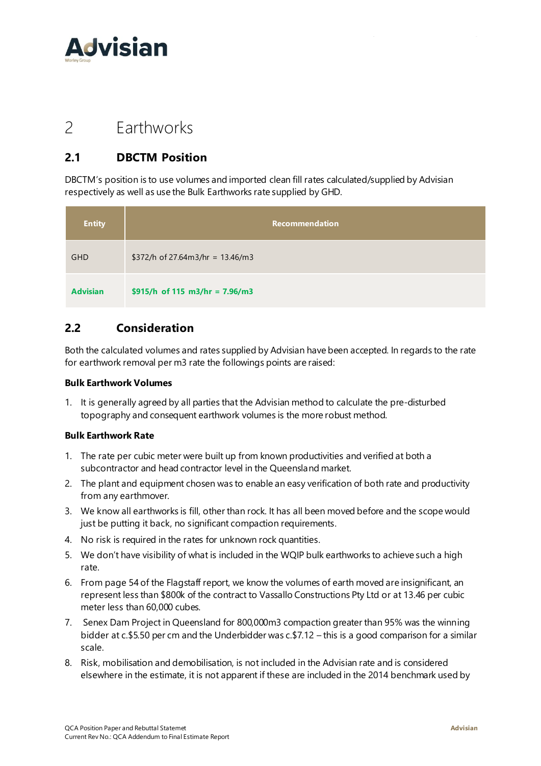# 2 Earthworks

## 2.1 DBCTM Position

DBCTM's position is to use volumes and imported clean fill rates calculated/supplied by Advisian respectively as well as use the Bulk Earthworks rate supplied by GHD.

| Entity | Recommendation |
|---|---|
| GHD | \$372/h of 27.64m3/hr = 13.46/m3 |
| **Advisian** | **\$915/h of 115 m3/hr = 7.96/m3** |

## 2.2 Consideration

Both the calculated volumes and rates supplied by Advisian have been accepted. In regards to the rate for earthwork removal per m3 rate the followings points are raised:

**Bulk Earthwork Volumes**

1. It is generally agreed by all parties that the Advisian method to calculate the pre-disturbed topography and consequent earthwork volumes is the more robust method.

**Bulk Earthwork Rate**

1. The rate per cubic meter were built up from known productivities and verified at both a subcontractor and head contractor level in the Queensland market.
2. The plant and equipment chosen was to enable an easy verification of both rate and productivity from any earthmover.
3. We know all earthworks is fill, other than rock. It has all been moved before and the scope would just be putting it back, no significant compaction requirements.
4. No risk is required in the rates for unknown rock quantities.
5. We don't have visibility of what is included in the WQIP bulk earthworks to achieve such a high rate.
6. From page 54 of the Flagstaff report, we know the volumes of earth moved are insignificant, an represent less than \$800k of the contract to Vassallo Constructions Pty Ltd or at 13.46 per cubic meter less than 60,000 cubes.
7. Senex Dam Project in Queensland for 800,000m3 compaction greater than 95% was the winning bidder at c.\$5.50 per cm and the Underbidder was c.\$7.12 – this is a good comparison for a similar scale.
8. Risk, mobilisation and demobilisation, is not included in the Advisian rate and is considered elsewhere in the estimate, it is not apparent if these are included in the 2014 benchmark used by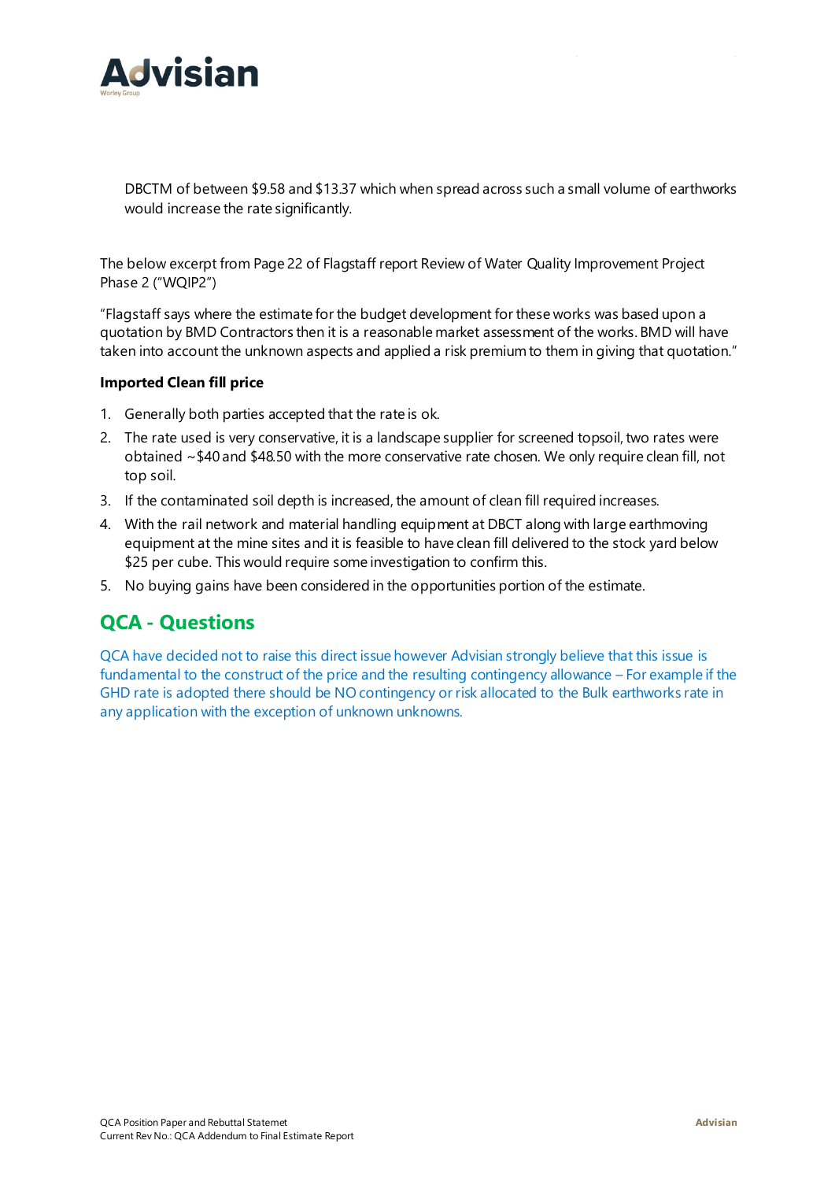DBCTM of between $9.58 and $13.37 which when spread across such a small volume of earthworks would increase the rate significantly.

The below excerpt from Page 22 of Flagstaff report Review of Water Quality Improvement Project Phase 2 ("WQIP2")

"Flagstaff says where the estimate for the budget development for these works was based upon a quotation by BMD Contractors then it is a reasonable market assessment of the works. BMD will have taken into account the unknown aspects and applied a risk premium to them in giving that quotation."

**Imported Clean fill price**

1. Generally both parties accepted that the rate is ok.
2. The rate used is very conservative, it is a landscape supplier for screened topsoil, two rates were obtained ~$40 and $48.50 with the more conservative rate chosen. We only require clean fill, not top soil.
3. If the contaminated soil depth is increased, the amount of clean fill required increases.
4. With the rail network and material handling equipment at DBCT along with large earthmoving equipment at the mine sites and it is feasible to have clean fill delivered to the stock yard below $25 per cube. This would require some investigation to confirm this.
5. No buying gains have been considered in the opportunities portion of the estimate.

## QCA - Questions

QCA have decided not to raise this direct issue however Advisian strongly believe that this issue is fundamental to the construct of the price and the resulting contingency allowance – For example if the GHD rate is adopted there should be NO contingency or risk allocated to the Bulk earthworks rate in any application with the exception of unknown unknowns.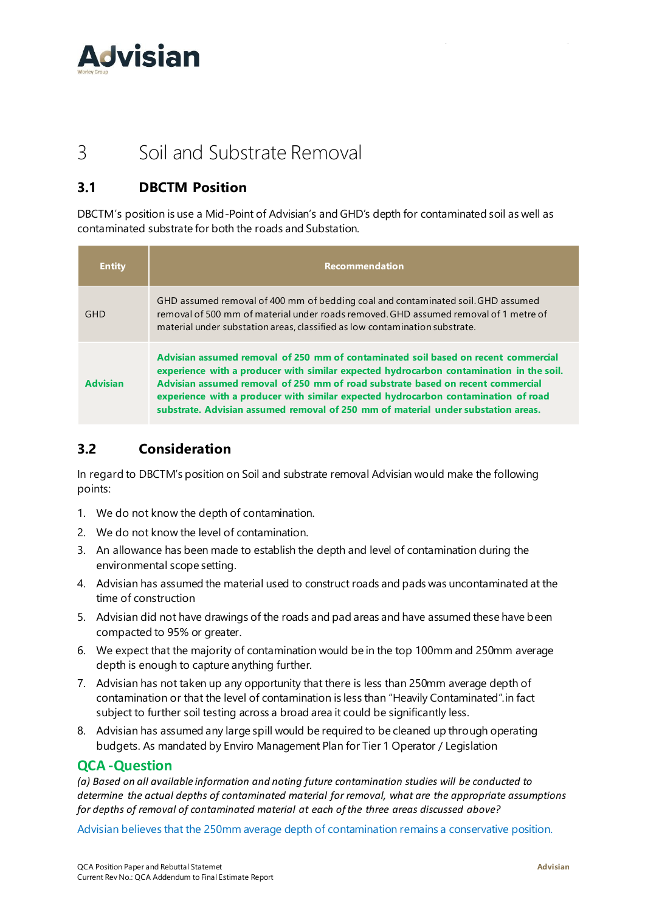# 3 Soil and Substrate Removal

## 3.1 DBCTM Position

DBCTM's position is use a Mid-Point of Advisian's and GHD's depth for contaminated soil as well as contaminated substrate for both the roads and Substation.

| Entity | Recommendation |
|---|---|
| GHD | GHD assumed removal of 400 mm of bedding coal and contaminated soil. GHD assumed removal of 500 mm of material under roads removed. GHD assumed removal of 1 metre of material under substation areas, classified as low contamination substrate. |
| **Advisian** | **Advisian assumed removal of 250 mm of contaminated soil based on recent commercial experience with a producer with similar expected hydrocarbon contamination in the soil. Advisian assumed removal of 250 mm of road substrate based on recent commercial experience with a producer with similar expected hydrocarbon contamination of road substrate. Advisian assumed removal of 250 mm of material under substation areas.** |

## 3.2 Consideration

In regard to DBCTM's position on Soil and substrate removal Advisian would make the following points:

1. We do not know the depth of contamination.
2. We do not know the level of contamination.
3. An allowance has been made to establish the depth and level of contamination during the environmental scope setting.
4. Advisian has assumed the material used to construct roads and pads was uncontaminated at the time of construction
5. Advisian did not have drawings of the roads and pad areas and have assumed these have been compacted to 95% or greater.
6. We expect that the majority of contamination would be in the top 100mm and 250mm average depth is enough to capture anything further.
7. Advisian has not taken up any opportunity that there is less than 250mm average depth of contamination or that the level of contamination is less than "Heavily Contaminated".in fact subject to further soil testing across a broad area it could be significantly less.
8. Advisian has assumed any large spill would be required to be cleaned up through operating budgets. As mandated by Enviro Management Plan for Tier 1 Operator / Legislation

### QCA -Question

*(a) Based on all available information and noting future contamination studies will be conducted to determine the actual depths of contaminated material for removal, what are the appropriate assumptions for depths of removal of contaminated material at each of the three areas discussed above?*

Advisian believes that the 250mm average depth of contamination remains a conservative position.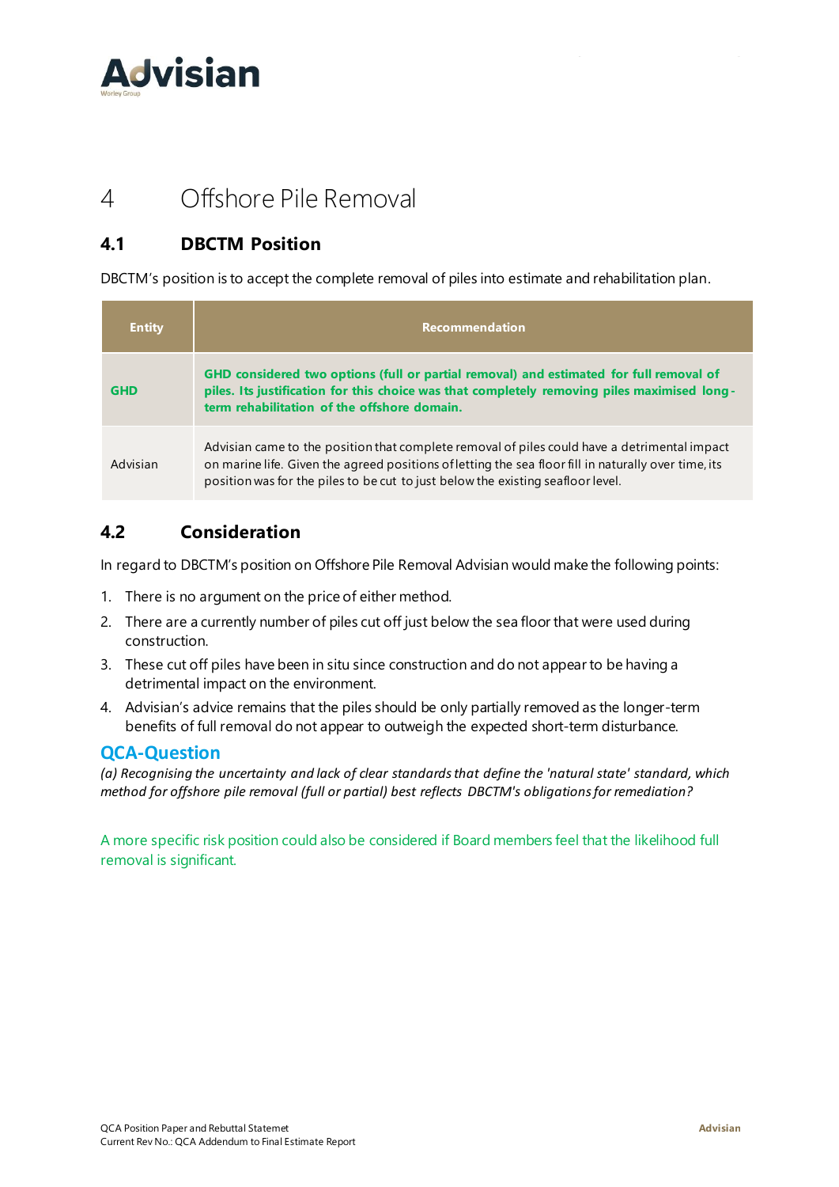# 4 Offshore Pile Removal

## 4.1 DBCTM Position

DBCTM's position is to accept the complete removal of piles into estimate and rehabilitation plan.

| Entity | Recommendation |
|---|---|
| **GHD** | **GHD considered two options (full or partial removal) and estimated for full removal of piles. Its justification for this choice was that completely removing piles maximised long-term rehabilitation of the offshore domain.** |
| Advisian | Advisian came to the position that complete removal of piles could have a detrimental impact on marine life. Given the agreed positions of letting the sea floor fill in naturally over time, its position was for the piles to be cut to just below the existing seafloor level. |

## 4.2 Consideration

In regard to DBCTM's position on Offshore Pile Removal Advisian would make the following points:

1. There is no argument on the price of either method.
2. There are a currently number of piles cut off just below the sea floor that were used during construction.
3. These cut off piles have been in situ since construction and do not appear to be having a detrimental impact on the environment.
4. Advisian's advice remains that the piles should be only partially removed as the longer-term benefits of full removal do not appear to outweigh the expected short-term disturbance.

### QCA-Question

*(a) Recognising the uncertainty and lack of clear standards that define the 'natural state' standard, which method for offshore pile removal (full or partial) best reflects DBCTM's obligations for remediation?*

A more specific risk position could also be considered if Board members feel that the likelihood full removal is significant.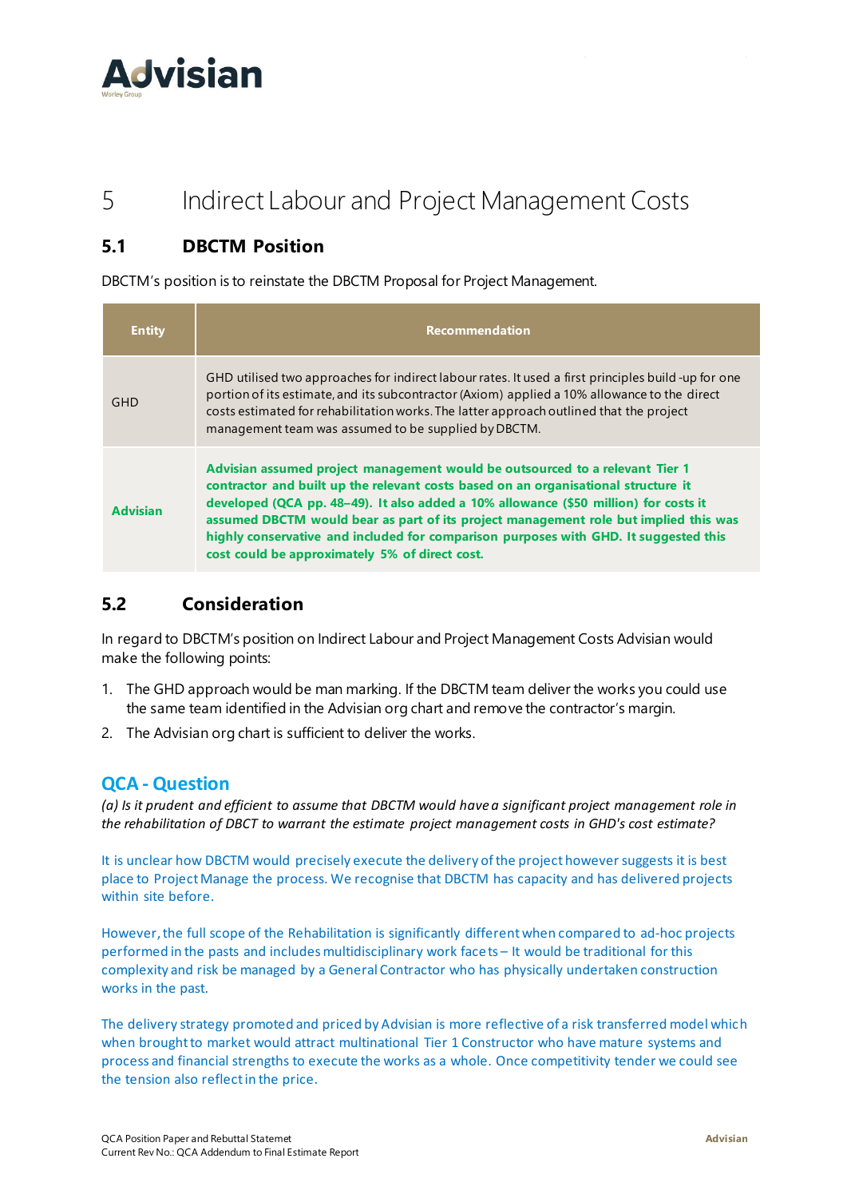# 5 Indirect Labour and Project Management Costs

## 5.1 DBCTM Position

DBCTM's position is to reinstate the DBCTM Proposal for Project Management.

| Entity | Recommendation |
|---|---|
| GHD | GHD utilised two approaches for indirect labour rates. It used a first principles build -up for one portion of its estimate, and its subcontractor (Axiom) applied a 10% allowance to the direct costs estimated for rehabilitation works. The latter approach outlined that the project management team was assumed to be supplied by DBCTM. |
| **Advisian** | **Advisian assumed project management would be outsourced to a relevant Tier 1 contractor and built up the relevant costs based on an organisational structure it developed (QCA pp. 48–49). It also added a 10% allowance ($50 million) for costs it assumed DBCTM would bear as part of its project management role but implied this was highly conservative and included for comparison purposes with GHD. It suggested this cost could be approximately 5% of direct cost.** |

## 5.2 Consideration

In regard to DBCTM's position on Indirect Labour and Project Management Costs Advisian would make the following points:

1. The GHD approach would be man marking. If the DBCTM team deliver the works you could use the same team identified in the Advisian org chart and remove the contractor's margin.
2. The Advisian org chart is sufficient to deliver the works.

### QCA - Question

*(a) Is it prudent and efficient to assume that DBCTM would have a significant project management role in the rehabilitation of DBCT to warrant the estimate project management costs in GHD's cost estimate?*

It is unclear how DBCTM would precisely execute the delivery of the project however suggests it is best place to Project Manage the process. We recognise that DBCTM has capacity and has delivered projects within site before.

However, the full scope of the Rehabilitation is significantly different when compared to ad-hoc projects performed in the pasts and includes multidisciplinary work facets – It would be traditional for this complexity and risk be managed by a General Contractor who has physically undertaken construction works in the past.

The delivery strategy promoted and priced by Advisian is more reflective of a risk transferred model which when brought to market would attract multinational Tier 1 Constructor who have mature systems and process and financial strengths to execute the works as a whole. Once competitivity tender we could see the tension also reflect in the price.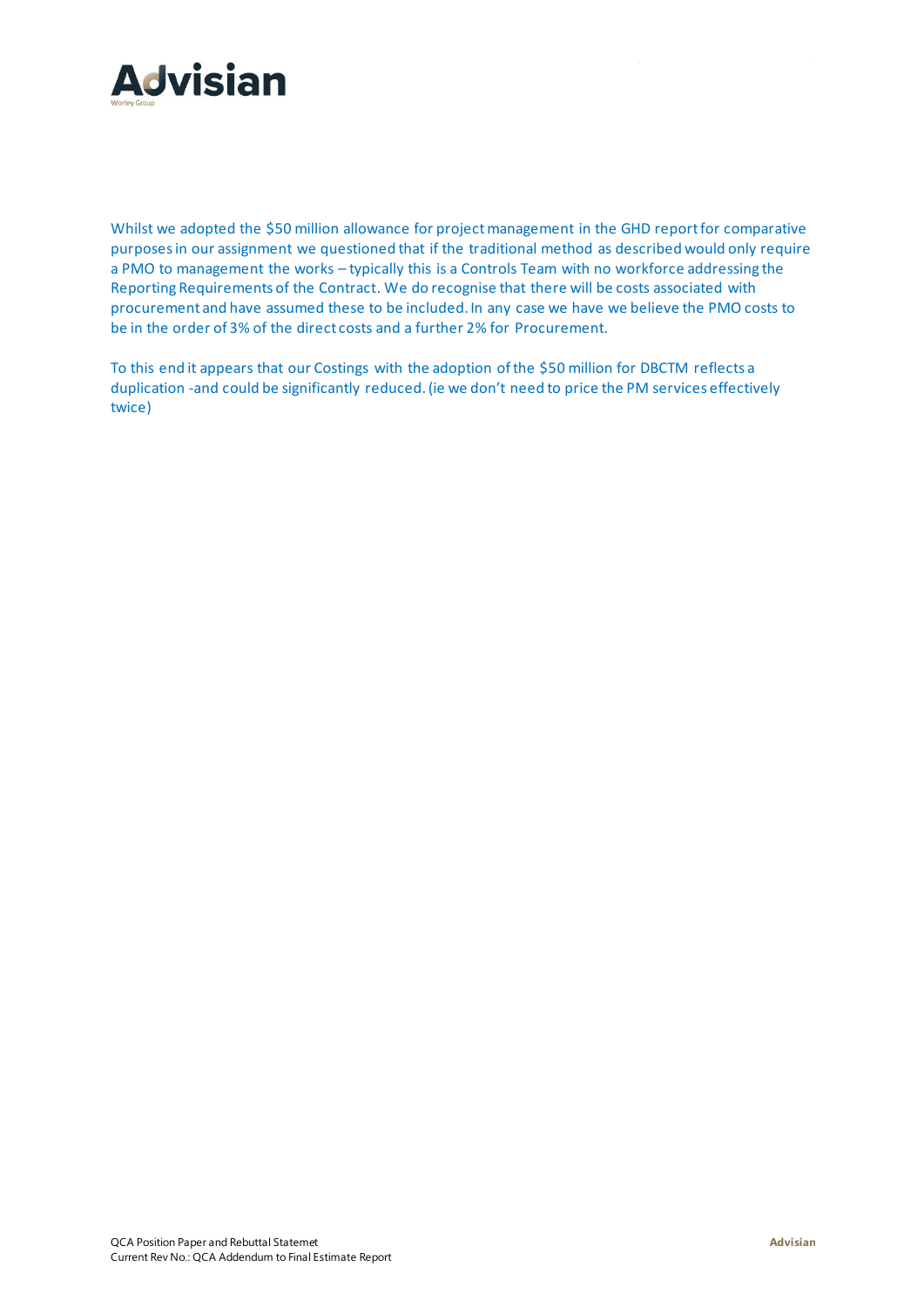Whilst we adopted the $50 million allowance for project management in the GHD report for comparative purposes in our assignment we questioned that if the traditional method as described would only require a PMO to management the works – typically this is a Controls Team with no workforce addressing the Reporting Requirements of the Contract. We do recognise that there will be costs associated with procurement and have assumed these to be included. In any case we have we believe the PMO costs to be in the order of 3% of the direct costs and a further 2% for Procurement.

To this end it appears that our Costings with the adoption of the $50 million for DBCTM reflects a duplication -and could be significantly reduced. (ie we don't need to price the PM services effectively twice)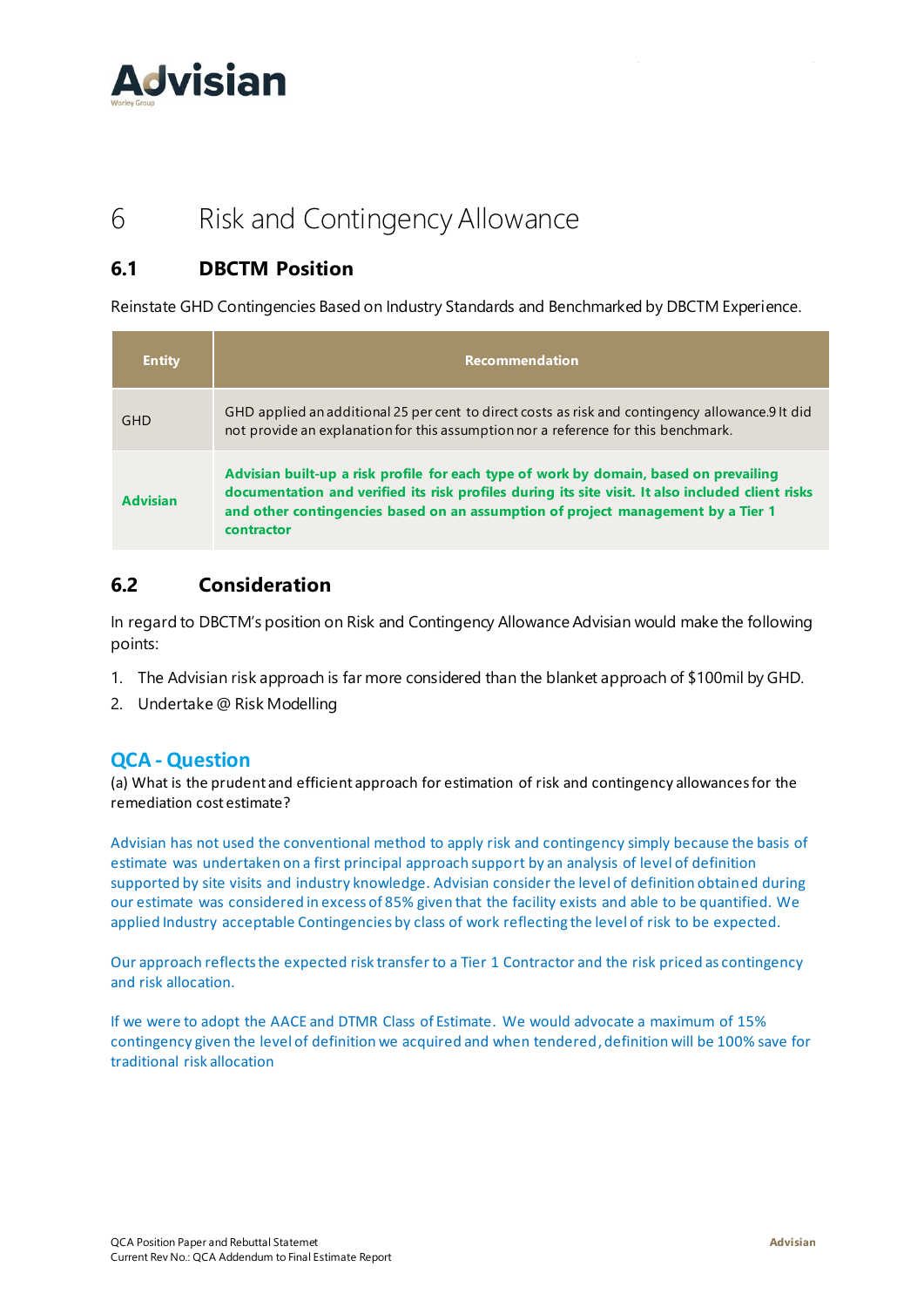# 6 Risk and Contingency Allowance

## 6.1 DBCTM Position

Reinstate GHD Contingencies Based on Industry Standards and Benchmarked by DBCTM Experience.

| Entity | Recommendation |
|---|---|
| GHD | GHD applied an additional 25 per cent to direct costs as risk and contingency allowance.9 It did not provide an explanation for this assumption nor a reference for this benchmark. |
| **Advisian** | **Advisian built-up a risk profile for each type of work by domain, based on prevailing documentation and verified its risk profiles during its site visit. It also included client risks and other contingencies based on an assumption of project management by a Tier 1 contractor** |

## 6.2 Consideration

In regard to DBCTM's position on Risk and Contingency Allowance Advisian would make the following points:

1. The Advisian risk approach is far more considered than the blanket approach of $100mil by GHD.
2. Undertake @ Risk Modelling

### QCA - Question

(a) What is the prudent and efficient approach for estimation of risk and contingency allowances for the remediation cost estimate?

Advisian has not used the conventional method to apply risk and contingency simply because the basis of estimate was undertaken on a first principal approach support by an analysis of level of definition supported by site visits and industry knowledge. Advisian consider the level of definition obtained during our estimate was considered in excess of 85% given that the facility exists and able to be quantified. We applied Industry acceptable Contingencies by class of work reflecting the level of risk to be expected.

Our approach reflects the expected risk transfer to a Tier 1 Contractor and the risk priced as contingency and risk allocation.

If we were to adopt the AACE and DTMR Class of Estimate. We would advocate a maximum of 15% contingency given the level of definition we acquired and when tendered, definition will be 100% save for traditional risk allocation